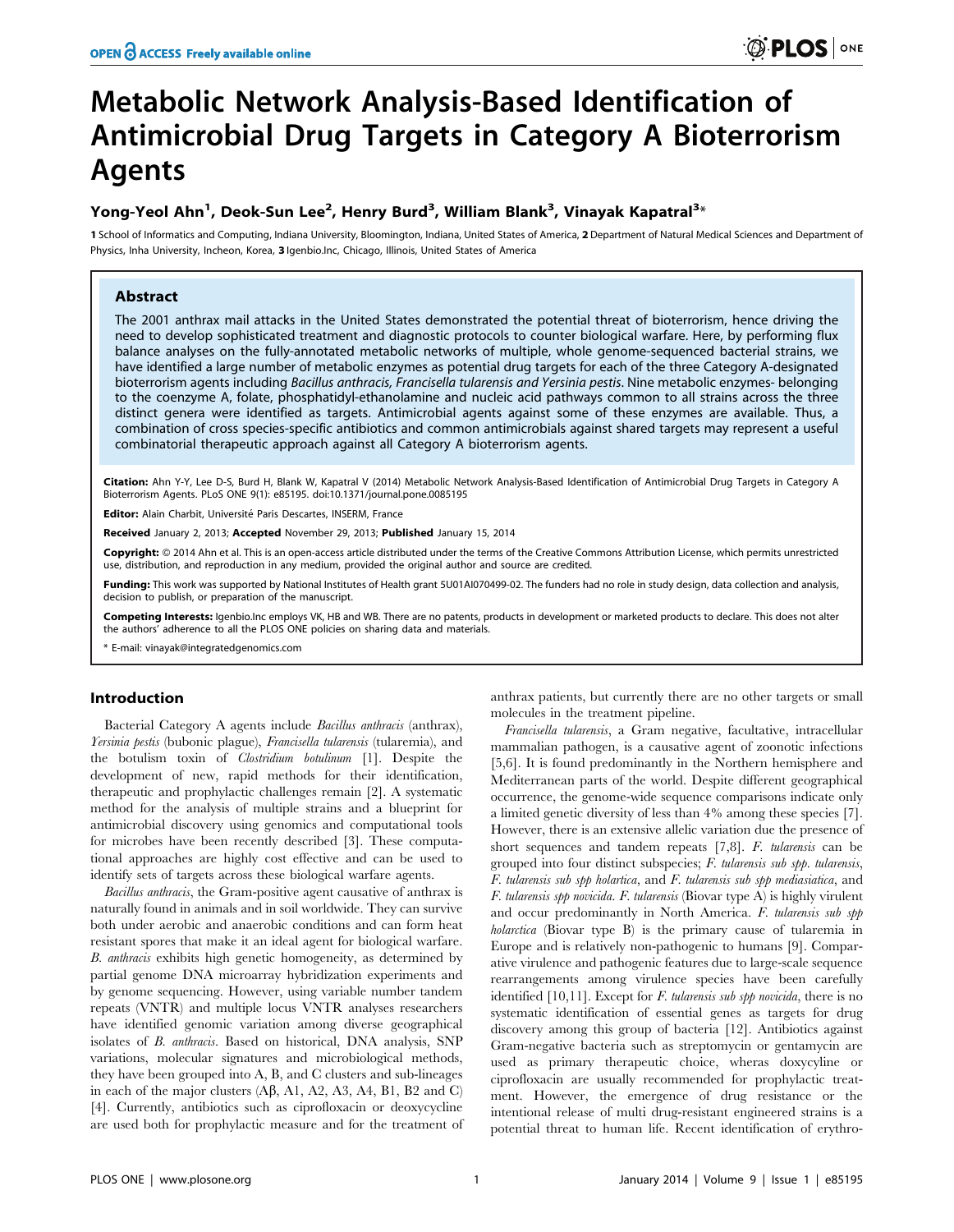# Metabolic Network Analysis-Based Identification of Antimicrobial Drug Targets in Category A Bioterrorism Agents

**Yong-Yeol Ahn[1], Deok-Sun Lee[2], Henry Burd[3], William Blank[3], Vinayak Kapatral[3]***

1 School of Informatics and Computing, Indiana University, Bloomington, Indiana, United States of America, 2 Department of Natural Medical Sciences and Department of Physics, Inha University, Incheon, Korea, 3 Igenbio.Inc, Chicago, Illinois, United States of America

## Abstract

The 2001 anthrax mail attacks in the United States demonstrated the potential threat of bioterrorism, hence driving the need to develop sophisticated treatment and diagnostic protocols to counter biological warfare. Here, by performing flux balance analyses on the fully-annotated metabolic networks of multiple, whole genome-sequenced bacterial strains, we have identified a large number of metabolic enzymes as potential drug targets for each of the three Category A-designated bioterrorism agents including *Bacillus anthracis, Francisella tularensis and Yersinia pestis*. Nine metabolic enzymes- belonging to the coenzyme A, folate, phosphatidyl-ethanolamine and nucleic acid pathways common to all strains across the three distinct genera were identified as targets. Antimicrobial agents against some of these enzymes are available. Thus, a combination of cross species-specific antibiotics and common antimicrobials against shared targets may represent a useful combinatorial therapeutic approach against all Category A bioterrorism agents.

**Citation:** Ahn Y-Y, Lee D-S, Burd H, Blank W, Kapatral V (2014) Metabolic Network Analysis-Based Identification of Antimicrobial Drug Targets in Category A Bioterrorism Agents. PLoS ONE 9(1): e85195. doi:10.1371/journal.pone.0085195

**Editor:** Alain Charbit, Université Paris Descartes, INSERM, France

**Received** January 2, 2013; **Accepted** November 29, 2013; **Published** January 15, 2014

**Copyright:** © 2014 Ahn et al. This is an open-access article distributed under the terms of the Creative Commons Attribution License, which permits unrestricted use, distribution, and reproduction in any medium, provided the original author and source are credited.

**Funding:** This work was supported by National Institutes of Health grant 5U01AI070499-02. The funders had no role in study design, data collection and analysis, decision to publish, or preparation of the manuscript.

**Competing Interests:** Igenbio.Inc employs VK, HB and WB. There are no patents, products in development or marketed products to declare. This does not alter the authors' adherence to all the PLOS ONE policies on sharing data and materials.

\* E-mail: vinayak@integratedgenomics.com

## Introduction

Bacterial Category A agents include *Bacillus anthracis* (anthrax), *Yersinia pestis* (bubonic plague), *Francisella tularensis* (tularemia), and the botulism toxin of *Clostridium botulinum* [1]. Despite the development of new, rapid methods for their identification, therapeutic and prophylactic challenges remain [2]. A systematic method for the analysis of multiple strains and a blueprint for antimicrobial discovery using genomics and computational tools for microbes have been recently described [3]. These computational approaches are highly cost effective and can be used to identify sets of targets across these biological warfare agents.

*Bacillus anthracis*, the Gram-positive agent causative of anthrax is naturally found in animals and in soil worldwide. They can survive both under aerobic and anaerobic conditions and can form heat resistant spores that make it an ideal agent for biological warfare. *B. anthracis* exhibits high genetic homogeneity, as determined by partial genome DNA microarray hybridization experiments and by genome sequencing. However, using variable number tandem repeats (VNTR) and multiple locus VNTR analyses researchers have identified genomic variation among diverse geographical isolates of *B. anthracis*. Based on historical, DNA analysis, SNP variations, molecular signatures and microbiological methods, they have been grouped into A, B, and C clusters and sub-lineages in each of the major clusters (Aβ, A1, A2, A3, A4, B1, B2 and C) [4]. Currently, antibiotics such as ciprofloxacin or deoxycycline are used both for prophylactic measure and for the treatment of anthrax patients, but currently there are no other targets or small molecules in the treatment pipeline.

*Francisella tularensis*, a Gram negative, facultative, intracellular mammalian pathogen, is a causative agent of zoonotic infections [5,6]. It is found predominantly in the Northern hemisphere and Mediterranean parts of the world. Despite different geographical occurrence, the genome-wide sequence comparisons indicate only a limited genetic diversity of less than 4% among these species [7]. However, there is an extensive allelic variation due the presence of short sequences and tandem repeats [7,8]. *F. tularensis* can be grouped into four distinct subspecies; *F. tularensis sub spp. tularensis*, *F. tularensis sub spp holartica*, and *F. tularensis sub spp mediasiatica*, and *F. tularensis spp novicida*. *F. tularensis* (Biovar type A) is highly virulent and occur predominantly in North America. *F. tularensis sub spp holarctica* (Biovar type B) is the primary cause of tularemia in Europe and is relatively non-pathogenic to humans [9]. Comparative virulence and pathogenic features due to large-scale sequence rearrangements among virulence species have been carefully identified [10,11]. Except for *F. tularensis sub spp novicida*, there is no systematic identification of essential genes as targets for drug discovery among this group of bacteria [12]. Antibiotics against Gram-negative bacteria such as streptomycin or gentamycin are used as primary therapeutic choice, wheras doxycyline or ciprofloxacin are usually recommended for prophylactic treatment. However, the emergence of drug resistance or the intentional release of multi drug-resistant engineered strains is a potential threat to human life. Recent identification of erythro-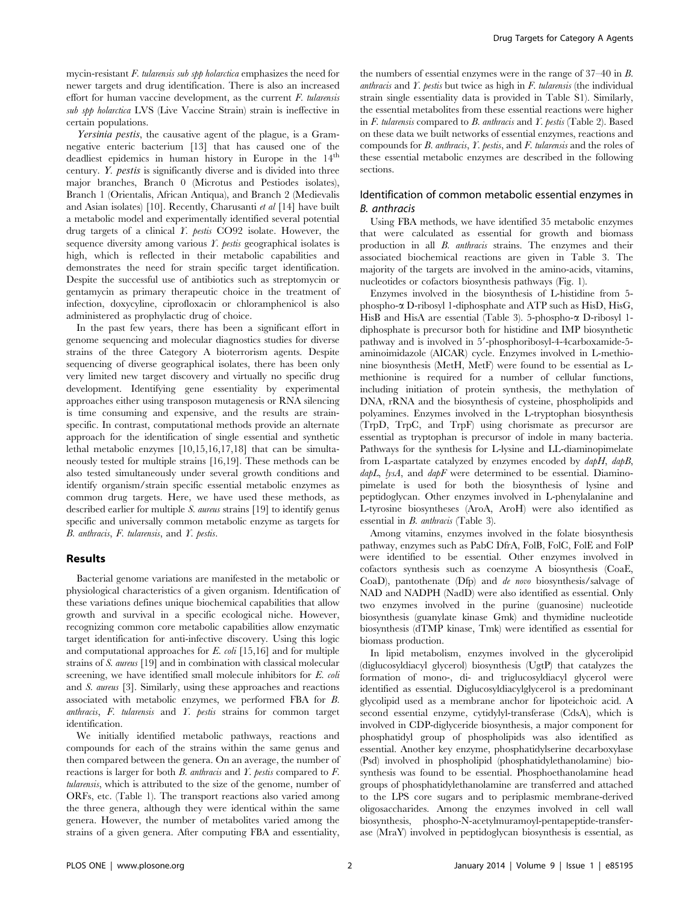mycin-resistant *F. tularensis sub spp holarctica* emphasizes the need for newer targets and drug identification. There is also an increased effort for human vaccine development, as the current *F. tularensis sub spp holarctica* LVS (Live Vaccine Strain) strain is ineffective in certain populations.

*Yersinia pestis*, the causative agent of the plague, is a Gram-negative enteric bacterium [13] that has caused one of the deadliest epidemics in human history in Europe in the 14[th] century. *Y. pestis* is significantly diverse and is divided into three major branches, Branch 0 (Microtus and Pestiodes isolates), Branch 1 (Orientalis, African Antiqua), and Branch 2 (Medievalis and Asian isolates) [10]. Recently, Charusanti *et al* [14] have built a metabolic model and experimentally identified several potential drug targets of a clinical *Y. pestis* CO92 isolate. However, the sequence diversity among various *Y. pestis* geographical isolates is high, which is reflected in their metabolic capabilities and demonstrates the need for strain specific target identification. Despite the successful use of antibiotics such as streptomycin or gentamycin as primary therapeutic choice in the treatment of infection, doxycyline, ciprofloxacin or chloramphenicol is also administered as prophylactic drug of choice.

In the past few years, there has been a significant effort in genome sequencing and molecular diagnostics studies for diverse strains of the three Category A bioterrorism agents. Despite sequencing of diverse geographical isolates, there has been only very limited new target discovery and virtually no specific drug development. Identifying gene essentiality by experimental approaches either using transposon mutagenesis or RNA silencing is time consuming and expensive, and the results are strain-specific. In contrast, computational methods provide an alternate approach for the identification of single essential and synthetic lethal metabolic enzymes [10,15,16,17,18] that can be simultaneously tested for multiple strains [16,19]. These methods can be also tested simultaneously under several growth conditions and identify organism/strain specific essential metabolic enzymes as common drug targets. Here, we have used these methods, as described earlier for multiple *S. aureus* strains [19] to identify genus specific and universally common metabolic enzyme as targets for *B. anthracis*, *F. tularensis*, and *Y. pestis*.

## Results

Bacterial genome variations are manifested in the metabolic or physiological characteristics of a given organism. Identification of these variations defines unique biochemical capabilities that allow growth and survival in a specific ecological niche. However, recognizing common core metabolic capabilities allow enzymatic target identification for anti-infective discovery. Using this logic and computational approaches for *E. coli* [15,16] and for multiple strains of *S. aureus* [19] and in combination with classical molecular screening, we have identified small molecule inhibitors for *E. coli* and *S. aureus* [3]. Similarly, using these approaches and reactions associated with metabolic enzymes, we performed FBA for *B. anthracis*, *F. tularensis* and *Y. pestis* strains for common target identification.

We initially identified metabolic pathways, reactions and compounds for each of the strains within the same genus and then compared between the genera. On an average, the number of reactions is larger for both *B. anthracis* and *Y. pestis* compared to *F. tularensis*, which is attributed to the size of the genome, number of ORFs, etc. (Table 1). The transport reactions also varied among the three genera, although they were identical within the same genera. However, the number of metabolites varied among the strains of a given genera. After computing FBA and essentiality, the numbers of essential enzymes were in the range of 37–40 in *B. anthracis* and *Y. pestis* but twice as high in *F. tularensis* (the individual strain single essentiality data is provided in Table S1). Similarly, the essential metabolites from these essential reactions were higher in *F. tularensis* compared to *B. anthracis* and *Y. pestis* (Table 2). Based on these data we built networks of essential enzymes, reactions and compounds for *B. anthracis*, *Y. pestis*, and *F. tularensis* and the roles of these essential metabolic enzymes are described in the following sections.

### Identification of common metabolic essential enzymes in *B. anthracis*

Using FBA methods, we have identified 35 metabolic enzymes that were calculated as essential for growth and biomass production in all *B. anthracis* strains. The enzymes and their associated biochemical reactions are given in Table 3. The majority of the targets are involved in the amino-acids, vitamins, nucleotides or cofactors biosynthesis pathways (Fig. 1).

Enzymes involved in the biosynthesis of L-histidine from 5-phospho-α D-ribosyl 1-diphosphate and ATP such as HisD, HisG, HisB and HisA are essential (Table 3). 5-phospho-α D-ribosyl 1-diphosphate is precursor both for histidine and IMP biosynthetic pathway and is involved in 5′-phosphoribosyl-4-4carboxamide-5-aminoimidazole (AICAR) cycle. Enzymes involved in L-methionine biosynthesis (MetH, MetF) were found to be essential as L-methionine is required for a number of cellular functions, including initiation of protein synthesis, the methylation of DNA, rRNA and the biosynthesis of cysteine, phospholipids and polyamines. Enzymes involved in the L-tryptophan biosynthesis (TrpD, TrpC, and TrpF) using chorismate as precursor are essential as tryptophan is precursor of indole in many bacteria. Pathways for the synthesis for L-lysine and LL-diaminopimelate from L-aspartate catalyzed by enzymes encoded by *dapH*, *dapB*, *dapL*, *lysA*, and *dapF* were determined to be essential. Diaminopimelate is used for both the biosynthesis of lysine and peptidoglycan. Other enzymes involved in L-phenylalanine and L-tyrosine biosyntheses (AroA, AroH) were also identified as essential in *B. anthracis* (Table 3).

Among vitamins, enzymes involved in the folate biosynthesis pathway, enzymes such as PabC DfrA, FolB, FolC, FolE and FolP were identified to be essential. Other enzymes involved in cofactors synthesis such as coenzyme A biosynthesis (CoaE, CoaD), pantothenate (Dfp) and *de novo* biosynthesis/salvage of NAD and NADPH (NadD) were also identified as essential. Only two enzymes involved in the purine (guanosine) nucleotide biosynthesis (guanylate kinase Gmk) and thymidine nucleotide biosynthesis (dTMP kinase, Tmk) were identified as essential for biomass production.

In lipid metabolism, enzymes involved in the glycerolipid (diglucosyldiacyl glycerol) biosynthesis (UgtP) that catalyzes the formation of mono-, di- and triglucosyldiacyl glycerol were identified as essential. Diglucosyldiacylglycerol is a predominant glycolipid used as a membrane anchor for lipoteichoic acid. A second essential enzyme, cytidylyl-transferase (CdsA), which is involved in CDP-diglyceride biosynthesis, a major component for phosphatidyl group of phospholipids was also identified as essential. Another key enzyme, phosphatidylserine decarboxylase (Psd) involved in phospholipid (phosphatidylethanolamine) biosynthesis was found to be essential. Phosphoethanolamine head groups of phosphatidylethanolamine are transferred and attached to the LPS core sugars and to periplasmic membrane-derived oligosaccharides. Among the enzymes involved in cell wall biosynthesis, phospho-N-acetylmuramoyl-pentapeptide-transferase (MraY) involved in peptidoglycan biosynthesis is essential, as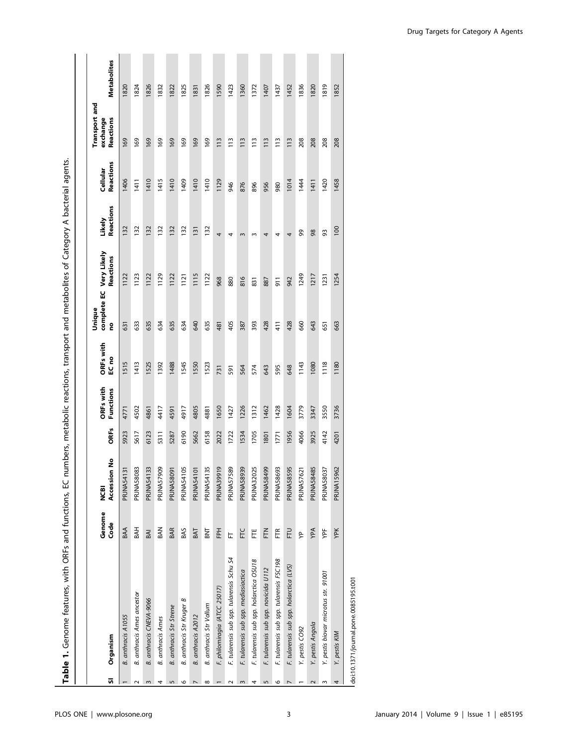**Table 1.** Genome features, with ORFs and functions, EC numbers, metabolic reactions, transport and metabolites of Category A bacterial agents.

| Sl | Organism | Genome Code | NCBI Accession No | ORFs | ORFs with Functions | ORFs with EC no | Unique complete EC no | Very Likely Reactions | Likely Reactions | Cellular Reactions | Transport and exchange Reactions | Metabolites |
|---|---|---|---|---|---|---|---|---|---|---|---|---|
| 1 | *B. anthracis A1055* | BAA | PRJNA54131 | 5923 | 4771 | 1515 | 631 | 1122 | 132 | 1406 | 169 | 1820 |
| 2 | *B. anthracis Ames ancestor* | BAH | PRJNA58083 | 5617 | 4502 | 1413 | 633 | 1123 | 132 | 1411 | 169 | 1824 |
| 3 | *B. anthracis CNEVA-9066* | BAI | PRJNA54133 | 6123 | 4861 | 1525 | 635 | 1122 | 132 | 1410 | 169 | 1826 |
| 4 | *B. anthracis Ames* | BAN | PRJNA57909 | 5311 | 4417 | 1392 | 634 | 1129 | 132 | 1415 | 169 | 1832 |
| 5 | *B. anthracis Str Strene* | BAR | PRJNA58091 | 5287 | 4591 | 1488 | 635 | 1122 | 132 | 1410 | 169 | 1822 |
| 6 | *B. anthracis Str Kruger B* | BAS | PRJNA54105 | 6190 | 4917 | 1545 | 634 | 1121 | 132 | 1409 | 169 | 1825 |
| 7 | *B. anthracis A2012* | BAT | PRJNA54101 | 5662 | 4805 | 1550 | 640 | 1115 | 131 | 1410 | 169 | 1831 |
| 8 | *B. anthracis Str Vollum* | BNT | PRJNA54135 | 6158 | 4881 | 1523 | 635 | 1122 | 132 | 1410 | 169 | 1826 |
| 1 | *F. philomiragia (ATCC 25017)* | FPH | PRJNA39919 | 2022 | 1650 | 731 | 481 | 968 | 4 | 1129 | 113 | 1590 |
| 2 | *F. tularensis sub spp. tularensis Schu S4* | FT | PRJNA57589 | 1722 | 1427 | 591 | 405 | 880 | 4 | 946 | 113 | 1423 |
| 3 | *F. tularensis sub spp. mediasiactica* | FTC | PRJNA58939 | 1534 | 1226 | 564 | 387 | 816 | 3 | 876 | 113 | 1360 |
| 4 | *F. tularensis sub spp. holarctica OSU18* | FTE | PRJNA32025 | 1705 | 1312 | 574 | 393 | 831 | 3 | 896 | 113 | 1372 |
| 5 | *F. tularensis sub spp. novicida U112* | FTN | PRJNA58499 | 1801 | 1462 | 643 | 428 | 887 | 4 | 956 | 113 | 1407 |
| 6 | *F. tularensis sub spp. tularensis FSC198* | FTR | PRJNA58693 | 1771 | 1428 | 595 | 411 | 911 | 4 | 980 | 113 | 1437 |
| 7 | *F. tularensis sub spp. holarctica (LVS)* | FTU | PRJNA58595 | 1956 | 1604 | 648 | 428 | 942 | 4 | 1014 | 113 | 1452 |
| 1 | *Y. pestis CO92* | YP | PRJNA57621 | 4066 | 3779 | 1143 | 660 | 1249 | 99 | 1444 | 208 | 1836 |
| 2 | *Y. pestis Angola* | YPA | PRJNA58485 | 3925 | 3347 | 1080 | 643 | 1217 | 98 | 1411 | 208 | 1820 |
| 3 | *Y. pestis biovar microtus str. 91001* | YPF | PRJNA58037 | 4142 | 3550 | 1118 | 651 | 1231 | 93 | 1420 | 208 | 1819 |
| 4 | *Y. pestis KIM* | YPK | PRJNA15962 | 4201 | 3736 | 1180 | 663 | 1254 | 100 | 1458 | 208 | 1852 |

doi:10.1371/journal.pone.0085195.t001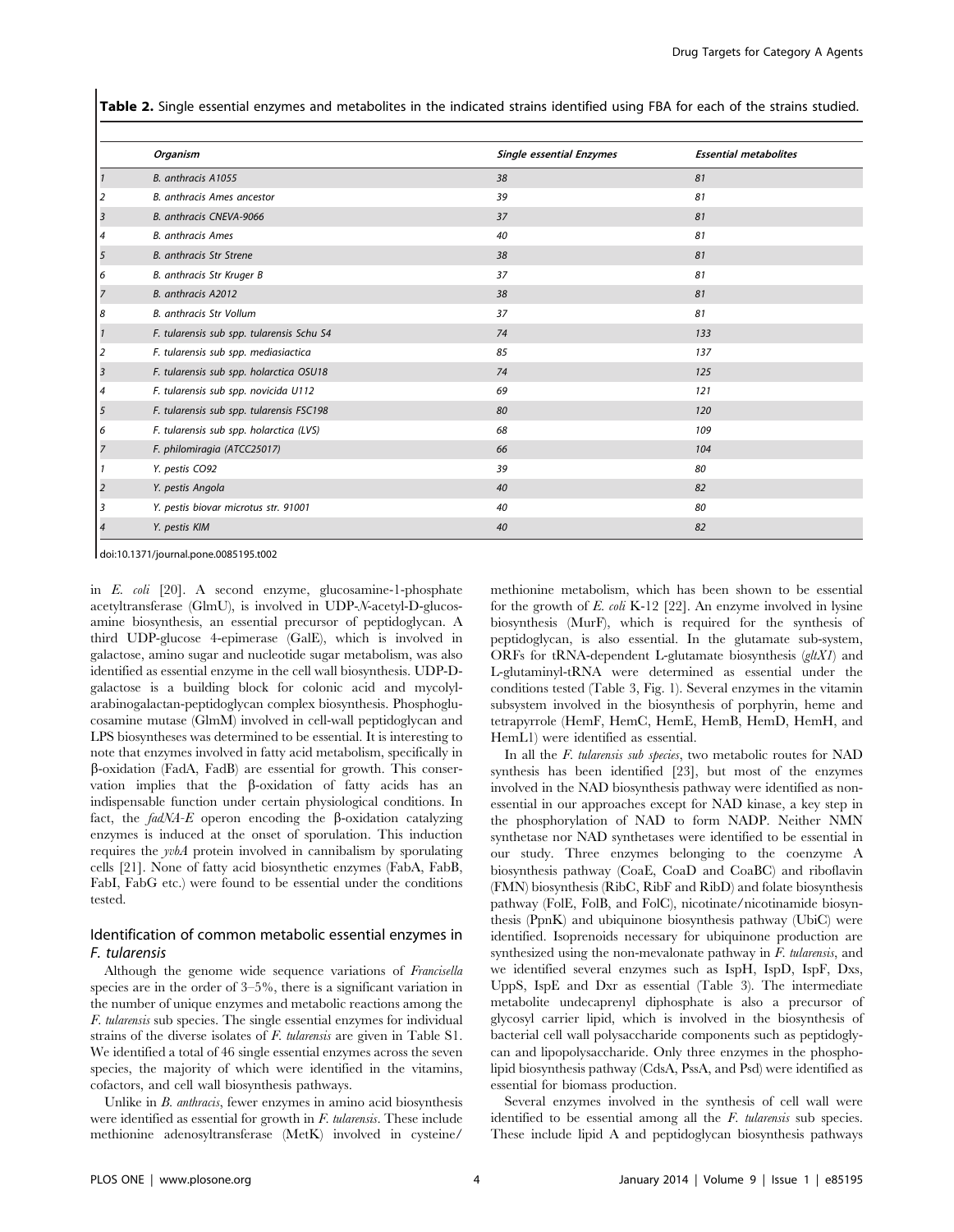**Table 2.** Single essential enzymes and metabolites in the indicated strains identified using FBA for each of the strains studied.

| | *Organism* | *Single essential Enzymes* | *Essential metabolites* |
|---|---|---|---|
| *1* | *B. anthracis A1055* | *38* | *81* |
| *2* | *B. anthracis Ames ancestor* | *39* | *81* |
| *3* | *B. anthracis CNEVA-9066* | *37* | *81* |
| *4* | *B. anthracis Ames* | *40* | *81* |
| *5* | *B. anthracis Str Strene* | *38* | *81* |
| *6* | *B. anthracis Str Kruger B* | *37* | *81* |
| *7* | *B. anthracis A2012* | *38* | *81* |
| *8* | *B. anthracis Str Vollum* | *37* | *81* |
| *1* | *F. tularensis sub spp. tularensis Schu S4* | *74* | *133* |
| *2* | *F. tularensis sub spp. mediasiactica* | *85* | *137* |
| *3* | *F. tularensis sub spp. holarctica OSU18* | *74* | *125* |
| *4* | *F. tularensis sub spp. novicida U112* | *69* | *121* |
| *5* | *F. tularensis sub spp. tularensis FSC198* | *80* | *120* |
| *6* | *F. tularensis sub spp. holarctica (LVS)* | *68* | *109* |
| *7* | *F. philomiragia (ATCC25017)* | *66* | *104* |
| *1* | *Y. pestis CO92* | *39* | *80* |
| *2* | *Y. pestis Angola* | *40* | *82* |
| *3* | *Y. pestis biovar microtus str. 91001* | *40* | *80* |
| *4* | *Y. pestis KIM* | *40* | *82* |

doi:10.1371/journal.pone.0085195.t002

in *E. coli* [20]. A second enzyme, glucosamine-1-phosphate acetyltransferase (GlmU), is involved in UDP-*N*-acetyl-D-glucosamine biosynthesis, an essential precursor of peptidoglycan. A third UDP-glucose 4-epimerase (GalE), which is involved in galactose, amino sugar and nucleotide sugar metabolism, was also identified as essential enzyme in the cell wall biosynthesis. UDP-D-galactose is a building block for colonic acid and mycolyl-arabinogalactan-peptidoglycan complex biosynthesis. Phosphoglucosamine mutase (GlmM) involved in cell-wall peptidoglycan and LPS biosyntheses was determined to be essential. It is interesting to note that enzymes involved in fatty acid metabolism, specifically in β-oxidation (FadA, FadB) are essential for growth. This conservation implies that the β-oxidation of fatty acids has an indispensable function under certain physiological conditions. In fact, the *fadNA-E* operon encoding the β-oxidation catalyzing enzymes is induced at the onset of sporulation. This induction requires the *yvbA* protein involved in cannibalism by sporulating cells [21]. None of fatty acid biosynthetic enzymes (FabA, FabB, FabI, FabG etc.) were found to be essential under the conditions tested.

## Identification of common metabolic essential enzymes in *F. tularensis*

Although the genome wide sequence variations of *Francisella* species are in the order of 3–5%, there is a significant variation in the number of unique enzymes and metabolic reactions among the *F. tularensis* sub species. The single essential enzymes for individual strains of the diverse isolates of *F. tularensis* are given in Table S1. We identified a total of 46 single essential enzymes across the seven species, the majority of which were identified in the vitamins, cofactors, and cell wall biosynthesis pathways.

Unlike in *B. anthracis*, fewer enzymes in amino acid biosynthesis were identified as essential for growth in *F. tularensis*. These include methionine adenosyltransferase (MetK) involved in cysteine/methionine metabolism, which has been shown to be essential for the growth of *E. coli* K-12 [22]. An enzyme involved in lysine biosynthesis (MurF), which is required for the synthesis of peptidoglycan, is also essential. In the glutamate sub-system, ORFs for tRNA-dependent L-glutamate biosynthesis (*gltX1*) and L-glutaminyl-tRNA were determined as essential under the conditions tested (Table 3, Fig. 1). Several enzymes in the vitamin subsystem involved in the biosynthesis of porphyrin, heme and tetrapyrrole (HemF, HemC, HemE, HemB, HemD, HemH, and HemL1) were identified as essential.

In all the *F. tularensis sub species*, two metabolic routes for NAD synthesis has been identified [23], but most of the enzymes involved in the NAD biosynthesis pathway were identified as nonessential in our approaches except for NAD kinase, a key step in the phosphorylation of NAD to form NADP. Neither NMN synthetase nor NAD synthetases were identified to be essential in our study. Three enzymes belonging to the coenzyme A biosynthesis pathway (CoaE, CoaD and CoaBC) and riboflavin (FMN) biosynthesis (RibC, RibF and RibD) and folate biosynthesis pathway (FolE, FolB, and FolC), nicotinate/nicotinamide biosynthesis (PpnK) and ubiquinone biosynthesis pathway (UbiC) were identified. Isoprenoids necessary for ubiquinone production are synthesized using the non-mevalonate pathway in *F. tularensis*, and we identified several enzymes such as IspH, IspD, IspF, Dxs, UppS, IspE and Dxr as essential (Table 3). The intermediate metabolite undecaprenyl diphosphate is also a precursor of glycosyl carrier lipid, which is involved in the biosynthesis of bacterial cell wall polysaccharide components such as peptidoglycan and lipopolysaccharide. Only three enzymes in the phospholipid biosynthesis pathway (CdsA, PssA, and Psd) were identified as essential for biomass production.

Several enzymes involved in the synthesis of cell wall were identified to be essential among all the *F. tularensis* sub species. These include lipid A and peptidoglycan biosynthesis pathways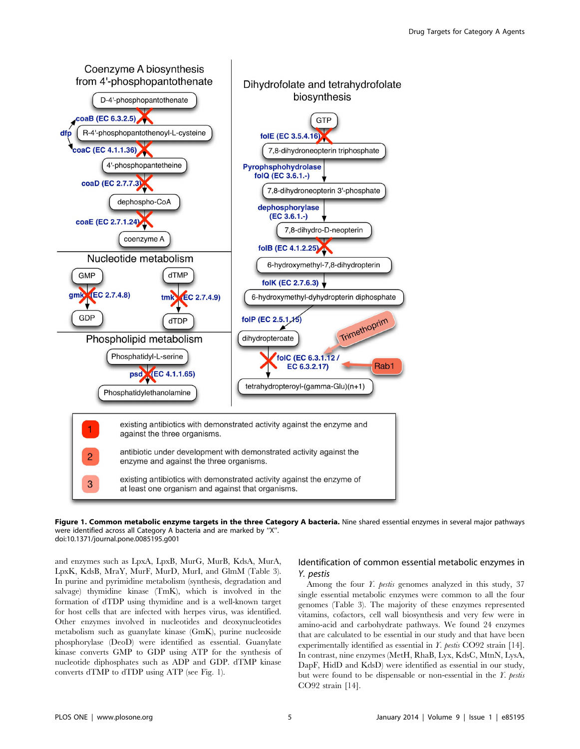**Figure 1. Common metabolic enzyme targets in the three Category A bacteria.** Nine shared essential enzymes in several major pathways were identified across all Category A bacteria and are marked by "X".
doi:10.1371/journal.pone.0085195.g001

and enzymes such as LpxA, LpxB, MurG, MurB, KdsA, MurA, LpxK, KdsB, MraY, MurF, MurD, MurI, and GlmM (Table 3). In purine and pyrimidine metabolism (synthesis, degradation and salvage) thymidine kinase (TmK), which is involved in the formation of dTDP using thymidine and is a well-known target for host cells that are infected with herpes virus, was identified. Other enzymes involved in nucleotides and deoxynucleotides metabolism such as guanylate kinase (GmK), purine nucleoside phosphorylase (DeoD) were identified as essential. Guanylate kinase converts GMP to GDP using ATP for the synthesis of nucleotide diphosphates such as ADP and GDP. dTMP kinase converts dTMP to dTDP using ATP (see Fig. 1).

## Identification of common essential metabolic enzymes in *Y. pestis*

Among the four *Y. pestis* genomes analyzed in this study, 37 single essential metabolic enzymes were common to all the four genomes (Table 3). The majority of these enzymes represented vitamins, cofactors, cell wall biosynthesis and very few were in amino-acid and carbohydrate pathways. We found 24 enzymes that are calculated to be essential in our study and that have been experimentally identified as essential in *Y. pestis* CO92 strain [14]. In contrast, nine enzymes (MetH, RhaB, Lyx, KdsC, MtnN, LysA, DapF, HidD and KdsD) were identified as essential in our study, but were found to be dispensable or non-essential in the *Y. pestis* CO92 strain [14].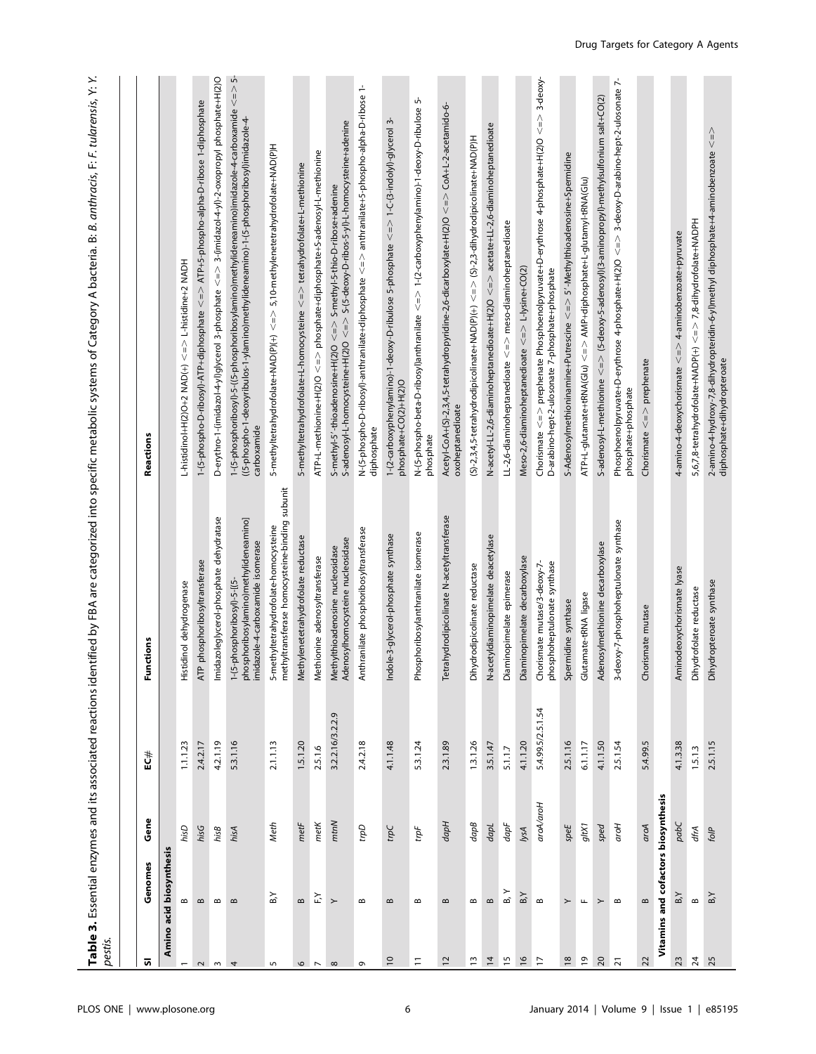**Table 3.** Essential enzymes and its associated reactions identified by FBA are categorized into specific metabolic systems of Category A bacteria. B: *B. anthracis*, F: *F. tularensis*, Y: *Y. pestis*.

| Sl | Genomes | Gene | EC# | Functions | Reactions |
|---|---|---|---|---|---|
| **Amino acid biosynthesis** | | | | | |
| 1 | B | *hisD* | 1.1.1.23 | Histidinol dehydrogenase | L-histidinol+H(2)O+2 NAD(+) <=> L-histidine+2 NADH |
| 2 | B | *hisG* | 2.4.2.17 | ATP phosphoribosyltransferase | 1-(5-phospho-D-ribosyl)-ATP+diphosphate <=> ATP+5-phospho-alpha-D-ribose 1-diphosphate |
| 3 | B | *hisB* | 4.2.1.19 | Imidazoleglycerol-phosphate dehydratase | D-erythro-1-(imidazol-4-yl)glycerol 3-phosphate <=> 3-(imidazol-4-yl)-2-oxopropyl phosphate+H(2)O |
| 4 | B | *hisA* | 5.3.1.16 | 1-(5-phosphoribosyl)-5-[(5-phosphoribosylamino)methylideneamino] imidazole-4-carboxamide isomerase | 1-(5-phosphoribosyl)-5-((5-phosphoribosylamino)methylideneamino)imidazole-4-carboxamide <=> 5-((5-phospho-1-deoxyribulos-1-ylamino)methylideneamino)-1-(5-phosphoribosyl)imidazole-4-carboxamide |
| 5 | B,Y | *Meth* | 2.1.1.13 | 5-methyltetrahydrofolate-homocysteine methyltransferase homocysteine-binding subunit | 5-methyltetrahydrofolate+NAD(P)(+) <=> 5,10-methylenetetrahydrofolate+NAD(P)H |
| 6 | B | *metF* | 1.5.1.20 | Methylenetetrahydrofolate reductase | 5-methyltetrahydrofolate+L-homocysteine <=> tetrahydrofolate+L-methionine |
| 7 | F,Y | *metK* | 2.5.1.6 | Methionine adenosyltransferase | ATP+L-methionine+H(2)O <=> phosphate+diphosphate+S-adenosyl-L-methionine |
| 8 | Y | *mtnN* | 3.2.2.16/3.2.2.9 | Methylthioadenosine nucleosidase<br>Adenosylhomocysteine nucleosidase | S-methyl-5′-thioadenosine+H(2)O <=> S-methyl-5-thio-D-ribose+adenine<br>S-adenosyl-L-homocysteine+H(2)O <=> S-(5-deoxy-D-ribos-5-yl)-L-homocysteine+adenine |
| 9 | B | *trpD* | 2.4.2.18 | Anthranilate phosphoribosyltransferase | N-(5-phospho-D-ribosyl)-anthranilate+diphosphate <=> anthranilate+5-phospho-alpha-D-ribose 1-diphosphate |
| 10 | B | *trpC* | 4.1.1.48 | Indole-3-glycerol-phosphate synthase | 1-(2-carboxyphenylamino)-1-deoxy-D-ribulose 5-phosphate <=> 1-C-(3-indolyl)-glycerol 3-phosphate+CO(2)+H(2)O |
| 11 | B | *trpF* | 5.3.1.24 | Phosphoribosylanthranilate isomerase | N-(5-phospho-beta-D-ribosyl)anthranilate <=> 1-(2-carboxyphenylamino)-1-deoxy-D-ribulose 5-phosphate |
| 12 | B | *dapH* | 2.3.1.89 | Tetrahydrodipicolinate N-acetyltransferase | Acetyl-CoA+(S)-2,3,4,5-tetrahydropyridine-2,6-dicarboxylate+H(2)O <=> CoA+L-2-acetamido-6-oxoheptanedioate |
| 13 | B | *dapB* | 1.3.1.26 | Dihydrodipicolinate reductase | (S)-2,3,4,5-tetrahydrodipicolinate+NAD(P)(+) <=> (S)-2,3-dihydrodipicolinate+NAD(P)H |
| 14 | B | *dapL* | 3.5.1.47 | N-acetyldiaminopimelate deacetylase | N-acetyl-LL-2,6-diaminoheptanedioate+H(2)O <=> acetate+LL-2,6-diaminoheptanedioate |
| 15 | B, Y | *dapF* | 5.1.1.7 | Diaminopimelate epimerase | LL-2,6-diaminoheptanedioate <=> meso-diaminoheptanedioate |
| 16 | B,Y | *lysA* | 4.1.1.20 | Diaminopimelate decarboxylase | Meso-2,6-diaminoheptanedioate <=> L-lysine+CO(2) |
| 17 | B | *aroA/aroH* | 5.4.99.5/2.5.1.54 | Chorismate mutase/3-deoxy-7-phosphoheptulonate synthase | Chorismate <=> prephenate Phosphoenolpyruvate+D-erythrose 4-phosphate+H(2)O <=> 3-deoxy-D-arabino-hept-2-ulosonate 7-phosphate+phosphate |
| 18 | Y | *speE* | 2.5.1.16 | Spermidine synthase | S-Adenosylmethioninamine+Putrescine <=> 5′-Methylthioadenosine+Spermidine |
| 19 | F | *gltX1* | 6.1.1.17 | Glutamate-tRNA ligase | ATP+L-glutamate+tRNA(Glu) <=> AMP+diphosphate+L-glutamyl-tRNA(Glu) |
| 20 | Y | *sped* | 4.1.1.50 | Adenosylmethionine decarboxylase | S-adenosyl-L-methionine <=> (5-deoxy-5-adenosyl)(3-aminopropyl)-methylsulfonium salt+CO(2) |
| 21 | B | *aroH* | 2.5.1.54 | 3-deoxy-7-phosphoheptulonate synthase | Phosphoenolpyruvate+D-erythrose 4-phosphate+H(2)O <=> 3-deoxy-D-arabino-hept-2-ulosonate 7-phosphate+phosphate |
| 22 | B | *aroA* | 5.4.99.5 | Chorismate mutase | Chorismate <=> prephenate |
| **Vitamins and cofactors biosynthesis** | | | | | |
| 23 | B,Y | *pabC* | 4.1.3.38 | Aminodeoxychorismate lyase | 4-amino-4-deoxychorismate <=> 4-aminobenzoate+pyruvate |
| 24 | B | *dfrA* | 1.5.1.3 | Dihydrofolate reductase | 5,6,7,8-tetrahydrofolate+NADP(+) <=> 7,8-dihydrofolate+NADPH |
| 25 | B,Y | *folP* | 2.5.1.15 | Dihydropteroate synthase | 2-amino-4-hydroxy-7,8-dihydropteridin-6-yl)methyl diphosphate+4-aminobenzoate <=> diphosphate+dihydropteroate |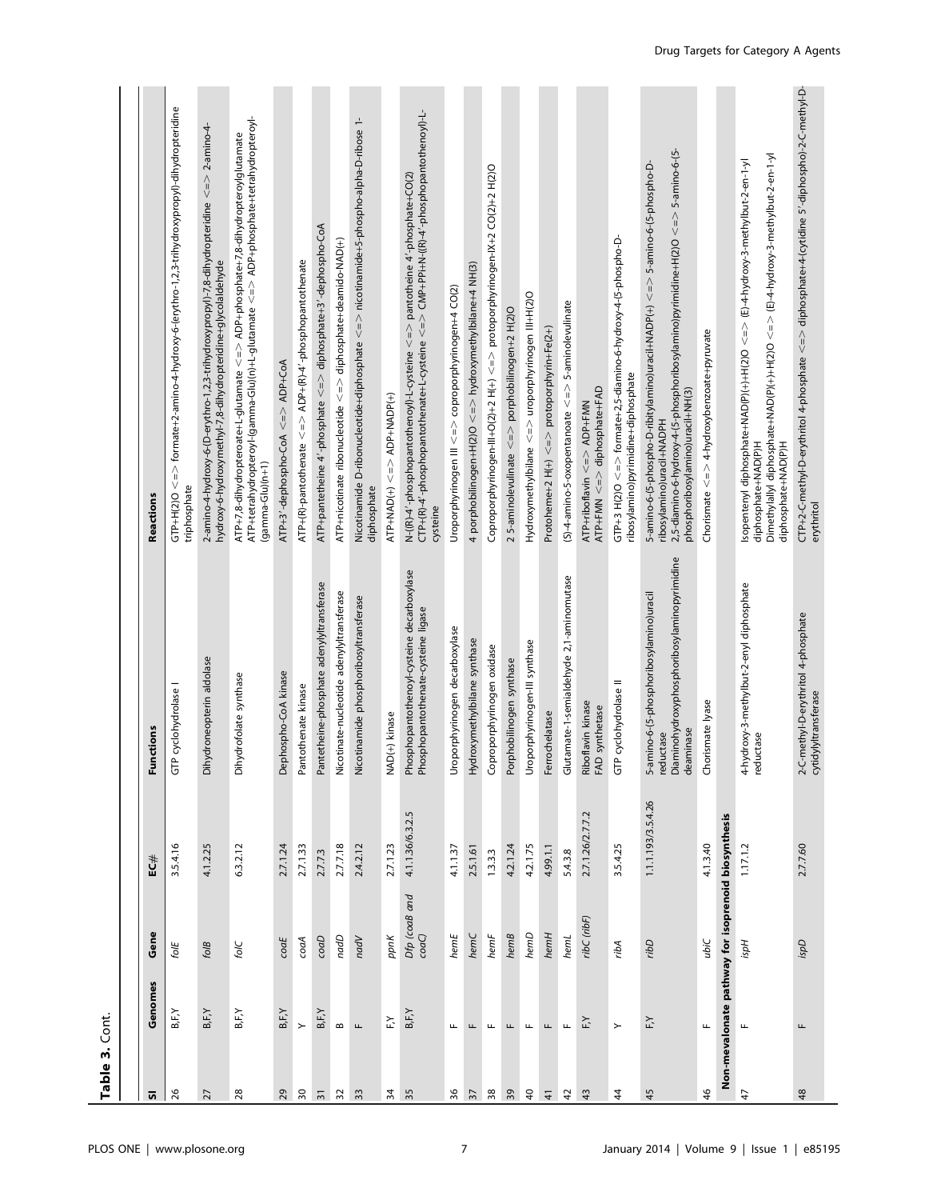**Table 3.** Cont.

| Sl | Genomes | Gene | EC# | Functions | Reactions |
|---|---|---|---|---|---|
| 26 | B,F,Y | *folE* | 3.5.4.16 | GTP cyclohydrolase I | GTP+H(2)O <=> formate+2-amino-4-hydroxy-6-(erythro-1,2,3-trihydroxypropyl)-dihydropteridine triphosphate |
| 27 | B,F,Y | *folB* | 4.1.2.25 | Dihydroneopterin aldolase | 2-amino-4-hydroxy-6-(D-erythro-1,2,3-trihydroxypropyl)-7,8-dihydropteridine <=> 2-amino-4-hydroxy-6-hydroxymethyl-7,8-dihydropteridine+glycolaldehyde |
| 28 | B,F,Y | *folC* | 6.3.2.12 | Dihydrofolate synthase | ATP+7,8-dihydropteroate+L-glutamate <=> ADP+phosphate+7,8-dihydropteroylglutamate<br>ATP+tetrahydropteroyl-[gamma-Glu](n)+L-glutamate <=> ADP+phosphate+tetrahydropteroyl-[gamma-Glu](n+1) |
| 29 | B,F,Y | *coaE* | 2.7.1.24 | Dephospho-CoA kinase | ATP+3′-dephospho-CoA <=> ADP+CoA |
| 30 | Y | *coaA* | 2.7.1.33 | Pantothenate kinase | ATP+(R)-pantothenate <=> ADP+(R)-4′-phosphopantothenate |
| 31 | B,F,Y | *coaD* | 2.7.7.3 | Pantetheine-phosphate adenylyltransferase | ATP+pantetheine 4′-phosphate <=> diphosphate+3′-dephospho-CoA |
| 32 | B | *nadD* | 2.7.7.18 | Nicotinate-nucleotide adenylyltransferase | ATP+nicotinate ribonucleotide <=> diphosphate+deamido-NAD(+) |
| 33 | F | *nadV* | 2.4.2.12 | Nicotinamide phosphoribosyltransferase | Nicotinamide D-ribonucleotide+diphosphate <=> nicotinamide+5-phospho-alpha-D-ribose 1-diphosphate |
| 34 | F,Y | *ppnK* | 2.7.1.23 | NAD(+) kinase | ATP+NAD(+) <=> ADP+NADP(+) |
| 35 | B,F,Y | *Dfp (coaB and coaC)* | 4.1.1.36/6.3.2.5 | Phosphopantothenoyl-cysteine decarboxylase<br>Phosphopantothenate-cysteine ligase | N-[(R)-4′-phosphopantothenoyl]-L-cysteine <=> pantotheine 4′-phosphate+CO(2)<br>CTP+(R)-4′-phosphopantothenate+L-cysteine <=> CMP+PPi+N-[(R)-4′-phosphopantothenoyl]-L-cysteine |
| 36 | F | *hemE* | 4.1.1.37 | Uroporphyrinogen decarboxylase | Uroporphyrinogen III <=> coproporphyrinogen+4 CO(2) |
| 37 | F | *hemC* | 2.5.1.61 | Hydroxymethylbilane synthase | 4 porphobilinogen+H(2)O <=> hydroxymethylbilane+4 NH(3) |
| 38 | F | *hemF* | 1.3.3.3 | Coproporphyrinogen oxidase | Coproporphyrinogen-III+O(2)+2 H(+) <=> protoporphyrinogen-IX+2 CO(2)+2 H(2)O |
| 39 | F | *hemB* | 4.2.1.24 | Porphobilinogen synthase | 2 5-aminolevulinate <=> porphobilinogen+2 H(2)O |
| 40 | F | *hemD* | 4.2.1.75 | Uroporphyrinogen-III synthase | Hydroxymethylbilane <=> uroporphyrinogen III+H(2)O |
| 41 | F | *hemH* | 4.99.1.1 | Ferrochelatase | Protoheme+2 H(+) <=> protoporphyrin+Fe(2+) |
| 42 | F | *hemL* | 5.4.3.8 | Glutamate-1-semialdehyde 2,1-aminomutase | (S)-4-amino-5-oxopentanoate <=> 5-aminolevulinate |
| 43 | F,Y | *ribC (ribF)* | 2.7.1.26/2.7.7.2 | Riboflavin kinase<br>FAD synthetase | ATP+riboflavin <=> ADP+FMN<br>ATP+FMN <=> diphosphate+FAD |
| 44 | Y | *ribA* | 3.5.4.25 | GTP cyclohydrolase II | GTP+3 H(2)O <=> formate+2,5-diamino-6-hydroxy-4-(5-phospho-D-ribosylamino)pyrimidine+diphosphate |
| 45 | F,Y | *ribD* | 1.1.1.193/3.5.4.26 | 5-amino-6-(5-phosphoribosylamino)uracil reductase<br>Diaminohydroxyphosphoribosylaminopyrimidine deaminase | 5-amino-6-(5-phospho-D-ribitylamino)uracil+NADP(+) <=> 5-amino-6-(5-phospho-D-ribosylamino)uracil+NADPH<br>2,5-diamino-6-hydroxy-4-(5-phosphoribosylamino)pyrimidine+H(2)O <=> 5-amino-6-(5-phosphoribosylamino)uracil+NH(3) |
| 46 | F | *ubiC* | 4.1.3.40 | Chorismate lyase | Chorismate <=> 4-hydroxybenzoate+pyruvate |
| **Non-mevalonate pathway for isoprenoid biosynthesis** | | | | | |
| 47 | F | *ispH* | 1.17.1.2 | 4-hydroxy-3-methylbut-2-enyl diphosphate reductase | Isopentenyl diphosphate+NAD(P)(+)+H(2)O <=> (E)-4-hydroxy-3-methylbut-2-en-1-yl diphosphate+NAD(P)H<br>Dimethylallyl diphosphate+NAD(P)(+)+H(2)O <=> (E)-4-hydroxy-3-methylbut-2-en-1-yl diphosphate+NAD(P)H |
| 48 | F | *ispD* | 2.7.7.60 | 2-C-methyl-D-erythritol 4-phosphate cytidylyltransferase | CTP+2-C-methyl-D-erythritol 4-phosphate <=> diphosphate+4-(cytidine 5′-diphospho)-2-C-methyl-D-erythritol |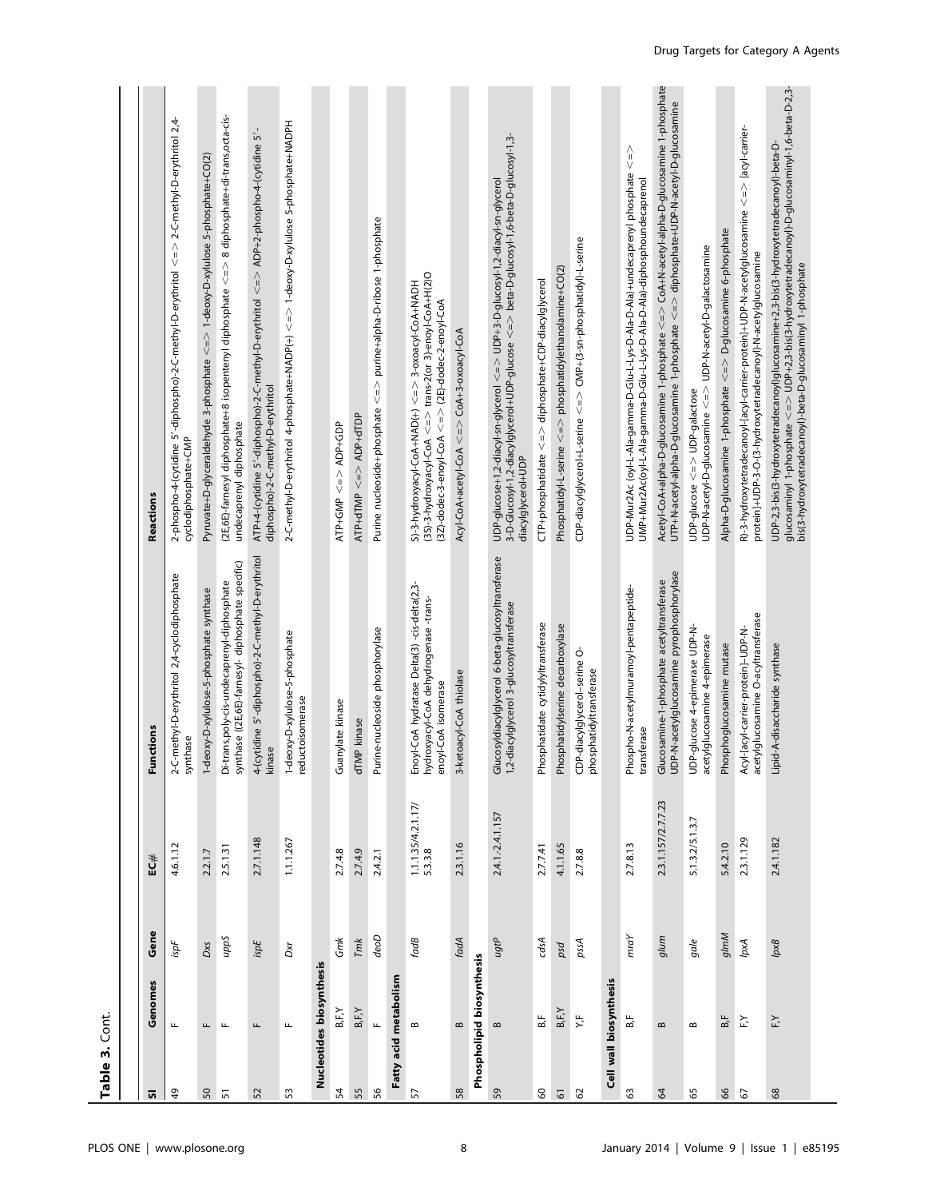**Table 3.** Cont.

| SI | Genomes | Gene | EC# | Functions | Reactions |
|---|---|---|---|---|---|
| 49 | F | *ispF* | 4.6.1.12 | 2-C-methyl-D-erythritol 2,4-cyclodiphosphate synthase | 2-phospho-4-(cytidine 5'-diphospho)-2-C-methyl-D-erythritol <=> 2-C-methyl-D-erythritol 2,4-cyclodiphosphate+CMP |
| 50 | F | *Dxs* | 2.2.1.7 | 1-deoxy-D-xylulose-5-phosphate synthase | Pyruvate+D-glyceraldehyde 3-phosphate <=> 1-deoxy-D-xylulose 5-phosphate+CO(2) |
| 51 | F | *uppS* | 2.5.1.31 | Di-trans,poly-cis-undecaprenyl-diphosphate synthase ((2E,6E)-farnesyl- diphosphate specific) | (2E,6E)-farnesyl diphosphate+8 isopentenyl diphosphate <=> 8 diphosphate+di-trans,octa-cis-undecaprenyl diphosphate |
| 52 | F | *ispE* | 2.7.1.148 | 4-(cytidine 5'-diphospho)-2-C-methyl-D-erythritol kinase | ATP+4-(cytidine 5'-diphospho)-2-C-methyl-D-erythritol <=> ADP+2-phospho-4-(cytidine 5'-diphospho)-2-C-methyl-D-erythritol |
| 53 | F | *Dxr* | 1.1.1.267 | 1-deoxy-D-xylulose-5-phosphate reductoisomerase | 2-C-methyl-D-erythritol 4-phosphate+NADP(+) <=> 1-deoxy-D-xylulose 5-phosphate+NADPH |
| **Nucleotides biosynthesis** | | | | | |
| 54 | B,F,Y | *Gmk* | 2.7.4.8 | Guanylate kinase | ATP+GMP <=> ADP+GDP |
| 55 | B,F,Y | *Tmk* | 2.7.4.9 | dTMP kinase | ATP+dTMP <=> ADP+dTDP |
| 56 | F | *deoD* | 2.4.2.1 | Purine-nucleoside phosphorylase | Purine nucleoside+phosphate <=> purine+alpha-D-ribose 1-phosphate |
| **Fatty acid metabolism** | | | | | |
| 57 | B | *fadB* | 1.1.1.35/4.2.1.17/5.3.3.8 | Enoyl-CoA hydratase Delta(3) -cis-delta(2,3-hydroxyacyl-CoA dehydrogenase -trans-enoyl-CoA isomerase | S)-3-hydroxyacyl-CoA+NAD(+) <=> 3-oxoacyl-CoA+NADH (3S)-3-hydroxyacyl-CoA <=> trans-2(or 3)-enoyl-CoA+H(2)O (3Z)-dodec-3-enoyl-CoA <=> (2E)-dodec-2-enoyl-CoA |
| 58 | B | *fadA* | 2.3.1.16 | 3-ketoacyl-CoA thiolase | Acyl-CoA+acetyl-CoA <=> CoA+3-oxoacyl-CoA |
| **Phospholipid biosynthesis** | | | | | |
| 59 | B | *ugtP* | 2.4.1.-2.4.1.157 | Glucosyldiacylglycerol 6-beta-glucosyltransferase 1,2-diacylglycerol 3-glucosyltransferase | UDP-glucose+1,2-diacyl-sn-glycerol <=> UDP+3-D-glucosyl-1,2-diacyl-sn-glycerol 3-D-Glucosyl-1,2-diacylglycerol+UDP-glucose <=> beta-D-glucosyl-1,6-beta-D-glucosyl-1,3-diacylglycerol+UDP |
| 60 | B,F | *cdsA* | 2.7.7.41 | Phosphatide cytidylyltransferase | CTP+phosphatidate <=> diphosphate+CDP-diacylglycerol |
| 61 | B,F,Y | *psd* | 4.1.1.65 | Phosphatidylserine decarboxylase | Phosphatidyl-L-serine <=> phosphatidylethanolamine+CO(2) |
| 62 | Y,F | *pssA* | 2.7.8.8 | CDP-diacylglycerol–serine O-phosphatidyltransferase | CDP-diacylglycerol+L-serine <=> CMP+(3-sn-phosphatidyl)-L-serine |
| **Cell wall biosynthesis** | | | | | |
| 63 | B,F | *mraY* | 2.7.8.13 | Phospho-N-acetylmuramoyl-pentapeptide-transferase | UDP-Mur2Ac (oyl-L-Ala-gamma-D-Glu-L-Lys-D-Ala-D-Ala)+undecaprenyl phosphate <=> UMP+Mur2Ac(oyl-L-Ala-gamma-D-Glu-L-Lys-D-Ala-D-Ala)-diphosphoundecaprenol |
| 64 | B | *glum* | 2.3.1.157/2.7.7.23 | Glucosamine-1-phosphate acetyltransferase UDP-N-acetylglucosamine pyrophosphorylase | Acetyl-CoA+alpha-D-glucosamine 1-phosphate <=> CoA+N-acetyl-alpha-D-glucosamine 1-phosphate UTP+N-acetyl-alpha-D-glucosamine 1-phosphate <=> diphosphate+UDP-N-acetyl-D-glucosamine |
| 65 | B | *gale* | 5.1.3.2/5.1.3.7 | UDP-glucose 4-epimerase UDP-N-acetylglucosamine 4-epimerase | UDP-glucose <=> UDP-galactose UDP-N-acetyl-D-glucosamine <=> UDP-N-acetyl-D-galactosamine |
| 66 | B,F | *glmM* | 5.4.2.10 | Phosphoglucosamine mutase | Alpha-D-glucosamine 1-phosphate <=> D-glucosamine 6-phosphate |
| 67 | F,Y | *lpxA* | 2.3.1.129 | Acyl-[acyl-carrier-protein]–UDP-N-acetylglucosamine O-acyltransferase | R)-3-hydroxytetradecanoyl-[acyl-carrier-protein]+UDP-N-acetylglucosamine <=> [acyl-carrier-protein]+UDP-3-O-(3-hydroxytetradecanoyl)-N-acetylglucosamine |
| 68 | F,Y | *lpxB* | 2.4.1.182 | Lipid-A-disaccharide synthase | UDP-2,3-bis(3-hydroxytetradecanoyl)glucosamine+2,3-bis(3-hydroxytetradecanoyl)-beta-D-glucosaminyl 1-phosphate <=> UDP+2,3-bis(3-hydroxytetradecanoyl)-D-glucosaminyl-1,6-beta-D-2,3-bis(3-hydroxytetradecanoyl)-beta-D-glucosaminyl 1-phosphate |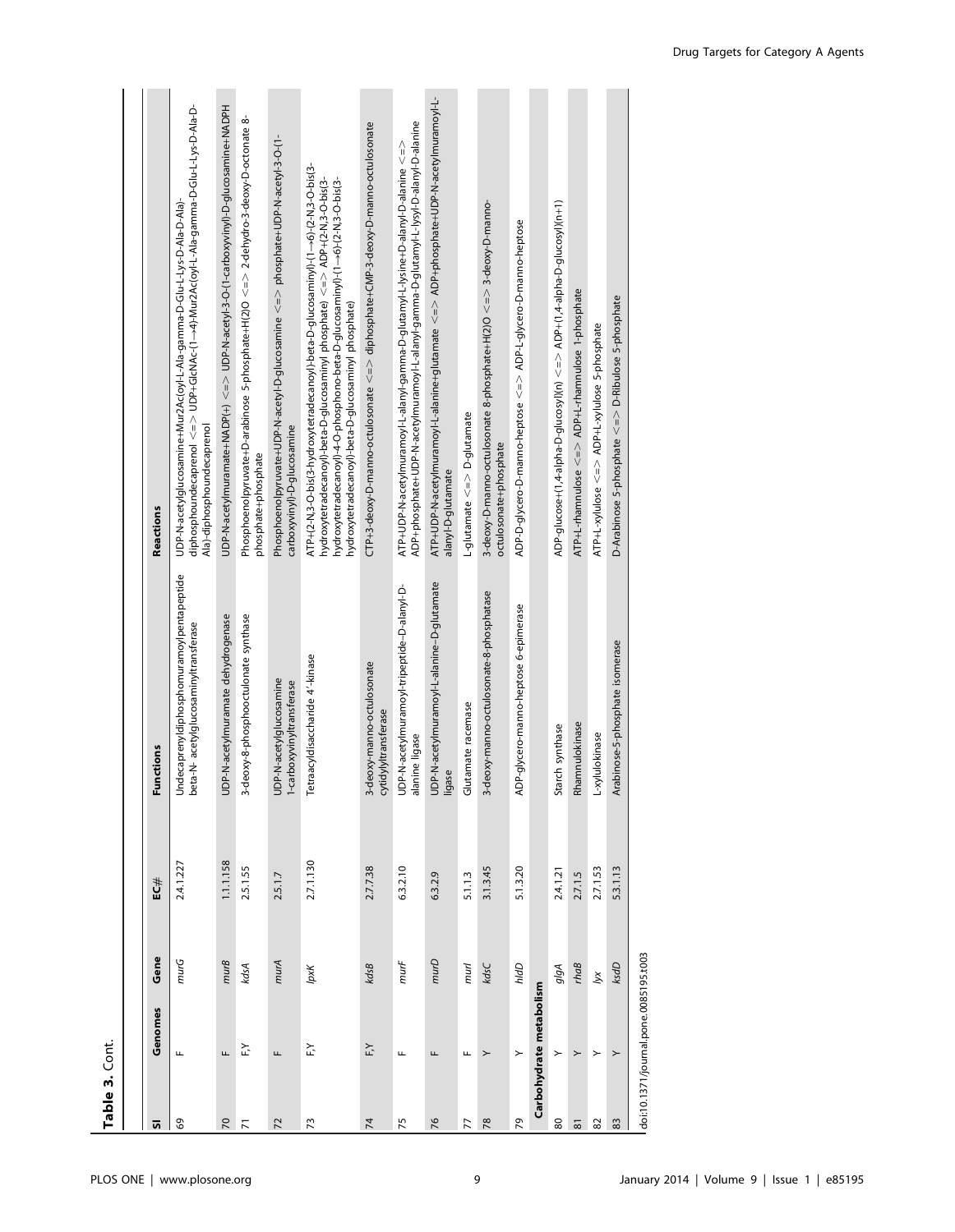**Table 3.** Cont.

| Sl | Genomes | Gene | EC# | Functions | Reactions |
|---|---|---|---|---|---|
| 69 | F | *murG* | 2.4.1.227 | Undecaprenyldiphosphomuramoylpentapeptide beta-N- acetylglucosaminyltransferase | UDP-N-acetylglucosamine+Mur2Ac(oyl-L-Ala-gamma-D-Glu-L-Lys-D-Ala-D-Ala)-diphosphoundecaprenol <=> UDP+GlcNAc-(1→4)-Mur2Ac(oyl-L-Ala-gamma-D-Glu-L-Lys-D-Ala-D-Ala)-diphosphoundecaprenol |
| 70 | F | *murB* | 1.1.1.158 | UDP-N-acetylmuramate dehydrogenase | UDP-N-acetylmuramate+NADP(+) <=> UDP-N-acetyl-3-O-(1-carboxyvinyl)-D-glucosamine+NADPH |
| 71 | F,Y | *kdsA* | 2.5.1.55 | 3-deoxy-8-phosphooctulonate synthase | Phosphoenolpyruvate+D-arabinose 5-phosphate+H(2)O <=> 2-dehydro-3-deoxy-D-octonate 8-phosphate+phosphate |
| 72 | F | *murA* | 2.5.1.7 | UDP-N-acetylglucosamine 1-carboxyvinyltransferase | Phosphoenolpyruvate+UDP-N-acetyl-D-glucosamine <=> phosphate+UDP-N-acetyl-3-O-(1-carboxyvinyl)-D-glucosamine |
| 73 | F,Y | *lpxK* | 2.7.1.130 | Tetraacyldisaccharide 4'-kinase | ATP+(2-N,3-O-bis(3-hydroxytetradecanoyl)-beta-D-glucosaminyl)-(1→6)-(2-N,3-O-bis(3-hydroxytetradecanoyl)-beta-D-glucosaminyl phosphate) <=> ADP+(2-N,3-O-bis(3-hydroxytetradecanoyl)-4-O-phosphono-beta-D-glucosaminyl)-(1→6)-(2-N,3-O-bis(3-hydroxytetradecanoyl)-beta-D-glucosaminyl phosphate) |
| 74 | F,Y | *kdsB* | 2.7.7.38 | 3-deoxy-manno-octulosonate cytidylyltransferase | CTP+3-deoxy-D-manno-octulosonate <=> diphosphate+CMP-3-deoxy-D-manno-octulosonate |
| 75 | F | *murF* | 6.3.2.10 | UDP-N-acetylmuramoyl-tripeptide–D-alanyl-D-alanine ligase | ATP+UDP-N-acetylmuramoyl-L-alanyl-gamma-D-glutamyl-L-lysine+D-alanyl-D-alanine <=> ADP+phosphate+UDP-N-acetylmuramoyl-L-alanyl-gamma-D-glutamyl-L-lysyl-D-alanyl-D-alanine |
| 76 | F | *murD* | 6.3.2.9 | UDP-N-acetylmuramoyl-L-alanine–D-glutamate ligase | ATP+UDP-N-acetylmuramoyl-L-alanine+glutamate <=> ADP+phosphate+UDP-N-acetylmuramoyl-L-alanyl-D-glutamate |
| 77 | F | *murI* | 5.1.1.3 | Glutamate racemase | L-glutamate <=> D-glutamate |
| 78 | Y | *kdsC* | 3.1.3.45 | 3-deoxy-manno-octulosonate-8-phosphatase | 3-deoxy-D-manno-octulosonate 8-phosphate+H(2)O <=> 3-deoxy-D-manno-octulosonate+phosphate |
| 79 | Y | *hldD* | 5.1.3.20 | ADP-glycero-manno-heptose 6-epimerase | ADP-D-glycero-D-manno-heptose <=> ADP-L-glycero-D-manno-heptose |
| **Carbohydrate metabolism** | | | | | |
| 80 | Y | *glgA* | 2.4.1.21 | Starch synthase | ADP-glucose+(1,4-alpha-D-glucosyl)(n) <=> ADP+(1,4-alpha-D-glucosyl)(n+1) |
| 81 | Y | *rhaB* | 2.7.1.5 | Rhamnulokinase | ATP+L-rhamnulose <=> ADP+L-rhamnulose 1-phosphate |
| 82 | Y | *lyx* | 2.7.1.53 | L-xylulokinase | ATP+L-xylulose <=> ADP+L-xylulose 5-phosphate |
| 83 | Y | *ksdD* | 5.3.1.13 | Arabinose-5-phosphate isomerase | D-Arabinose 5-phosphate <=> D-Ribulose 5-phosphate |

doi:10.1371/journal.pone.0085195.t003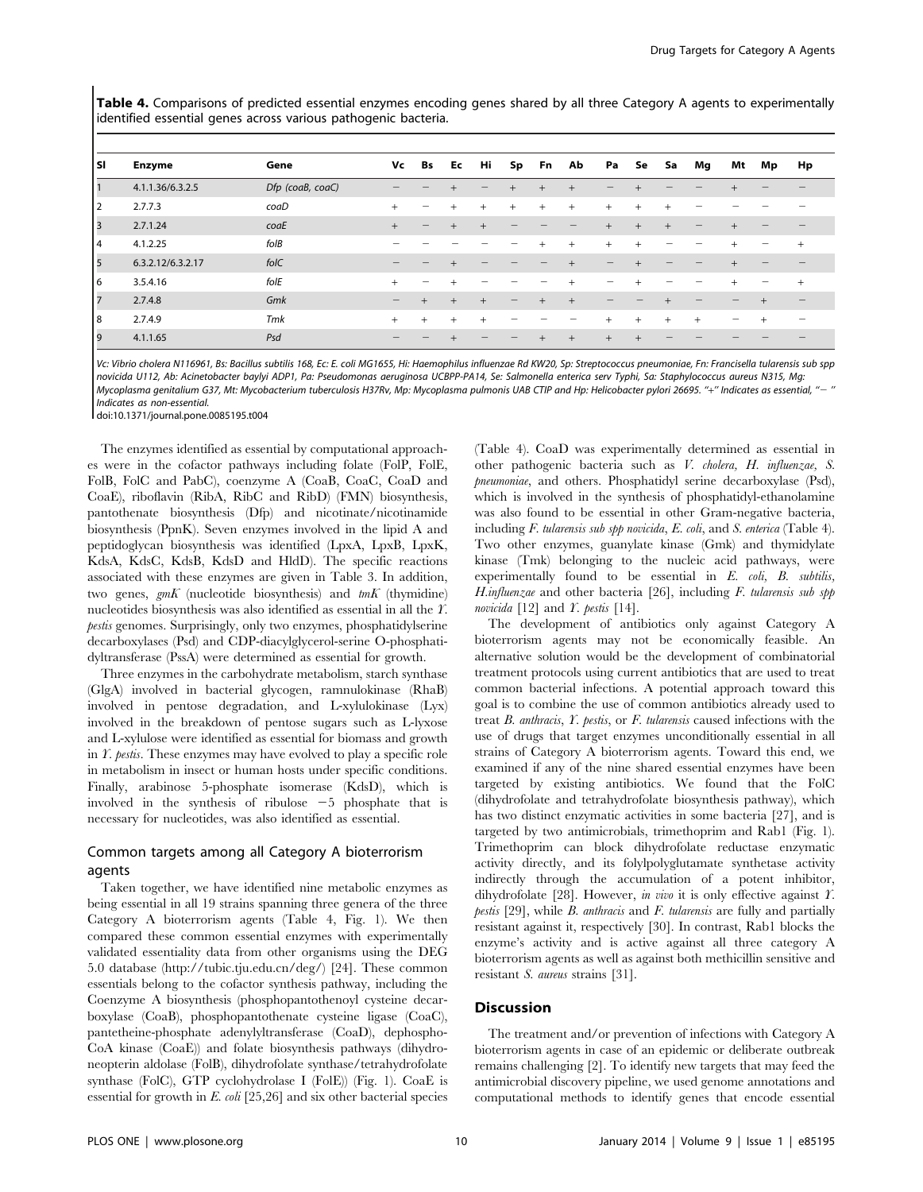**Table 4.** Comparisons of predicted essential enzymes encoding genes shared by all three Category A agents to experimentally identified essential genes across various pathogenic bacteria.

| Sl | Enzyme | Gene | Vc | Bs | Ec | Hi | Sp | Fn | Ab | Pa | Se | Sa | Mg | Mt | Mp | Hp |
|---|---|---|---|---|---|---|---|---|---|---|---|---|---|---|---|---|
| 1 | 4.1.1.36/6.3.2.5 | *Dfp (coaB, coaC)* | − | − | + | − | + | + | + | − | + | − | − | + | − | − |
| 2 | 2.7.7.3 | *coaD* | + | − | + | + | + | + | + | + | + | + | − | − | − | − |
| 3 | 2.7.1.24 | *coaE* | + | − | + | + | − | − | − | + | + | + | − | + | − | − |
| 4 | 4.1.2.25 | *folB* | − | − | − | − | − | + | + | + | + | − | − | + | − | + |
| 5 | 6.3.2.12/6.3.2.17 | *folC* | − | − | + | − | − | − | + | − | + | − | − | + | − | − |
| 6 | 3.5.4.16 | *folE* | + | − | + | − | − | − | + | − | + | − | − | + | − | + |
| 7 | 2.7.4.8 | *Gmk* | − | + | + | + | − | + | + | − | − | + | − | − | + | − |
| 8 | 2.7.4.9 | *Tmk* | + | + | + | + | − | − | − | + | + | + | + | − | + | − |
| 9 | 4.1.1.65 | *Psd* | − | − | + | − | − | + | + | + | + | − | − | − | − | − |

Vc: *Vibrio cholera* N116961, Bs: *Bacillus subtilis* 168, Ec: *E. coli* MG1655, Hi: *Haemophilus influenzae* Rd KW20, Sp: *Streptococcus pneumoniae*, Fn: *Francisella tularensis sub spp novicida* U112, Ab: *Acinetobacter baylyi* ADP1, Pa: *Pseudomonas aeruginosa* UCBPP-PA14, Se: *Salmonella enterica serv Typhi*, Sa: *Staphylococcus aureus* N315, Mg: *Mycoplasma genitalium* G37, Mt: *Mycobacterium tuberculosis* H37Rv, Mp: *Mycoplasma pulmonis* UAB CTIP and Hp: *Helicobacter pylori* 26695. "+" Indicates as essential, "−" Indicates as non-essential.

doi:10.1371/journal.pone.0085195.t004

The enzymes identified as essential by computational approaches were in the cofactor pathways including folate (FolP, FolE, FolB, FolC and PabC), coenzyme A (CoaB, CoaC, CoaD and CoaE), riboflavin (RibA, RibC and RibD) (FMN) biosynthesis, pantothenate biosynthesis (Dfp) and nicotinate/nicotinamide biosynthesis (PpnK). Seven enzymes involved in the lipid A and peptidoglycan biosynthesis was identified (LpxA, LpxB, LpxK, KdsA, KdsC, KdsB, KdsD and HldD). The specific reactions associated with these enzymes are given in Table 3. In addition, two genes, *gmK* (nucleotide biosynthesis) and *tmK* (thymidine) nucleotides biosynthesis was also identified as essential in all the *Y. pestis* genomes. Surprisingly, only two enzymes, phosphatidylserine decarboxylases (Psd) and CDP-diacylglycerol-serine O-phosphatidyltransferase (PssA) were determined as essential for growth.

Three enzymes in the carbohydrate metabolism, starch synthase (GlgA) involved in bacterial glycogen, ramnulokinase (RhaB) involved in pentose degradation, and L-xylulokinase (Lyx) involved in the breakdown of pentose sugars such as L-lyxose and L-xylulose were identified as essential for biomass and growth in *Y. pestis*. These enzymes may have evolved to play a specific role in metabolism in insect or human hosts under specific conditions. Finally, arabinose 5-phosphate isomerase (KdsD), which is involved in the synthesis of ribulose −5 phosphate that is necessary for nucleotides, was also identified as essential.

## Common targets among all Category A bioterrorism agents

Taken together, we have identified nine metabolic enzymes as being essential in all 19 strains spanning three genera of the three Category A bioterrorism agents (Table 4, Fig. 1). We then compared these common essential enzymes with experimentally validated essentiality data from other organisms using the DEG 5.0 database (http://tubic.tju.edu.cn/deg/) [24]. These common essentials belong to the cofactor synthesis pathway, including the Coenzyme A biosynthesis (phosphopantothenoyl cysteine decarboxylase (CoaB), phosphopantothenate cysteine ligase (CoaC), pantetheine-phosphate adenylyltransferase (CoaD), dephospho-CoA kinase (CoaE)) and folate biosynthesis pathways (dihydroneopterin aldolase (FolB), dihydrofolate synthase/tetrahydrofolate synthase (FolC), GTP cyclohydrolase I (FolE)) (Fig. 1). CoaE is essential for growth in *E. coli* [25,26] and six other bacterial species (Table 4). CoaD was experimentally determined as essential in other pathogenic bacteria such as *V. cholera*, *H. influenzae*, *S. pneumoniae*, and others. Phosphatidyl serine decarboxylase (Psd), which is involved in the synthesis of phosphatidyl-ethanolamine was also found to be essential in other Gram-negative bacteria, including *F. tularensis sub spp novicida*, *E. coli*, and *S. enterica* (Table 4). Two other enzymes, guanylate kinase (Gmk) and thymidylate kinase (Tmk) belonging to the nucleic acid pathways, were experimentally found to be essential in *E. coli*, *B. subtilis*, *H.influenzae* and other bacteria [26], including *F. tularensis sub spp novicida* [12] and *Y. pestis* [14].

The development of antibiotics only against Category A bioterrorism agents may not be economically feasible. An alternative solution would be the development of combinatorial treatment protocols using current antibiotics that are used to treat common bacterial infections. A potential approach toward this goal is to combine the use of common antibiotics already used to treat *B. anthracis*, *Y. pestis*, or *F. tularensis* caused infections with the use of drugs that target enzymes unconditionally essential in all strains of Category A bioterrorism agents. Toward this end, we examined if any of the nine shared essential enzymes have been targeted by existing antibiotics. We found that the FolC (dihydrofolate and tetrahydrofolate biosynthesis pathway), which has two distinct enzymatic activities in some bacteria [27], and is targeted by two antimicrobials, trimethoprim and Rab1 (Fig. 1). Trimethoprim can block dihydrofolate reductase enzymatic activity directly, and its folylpolyglutamate synthetase activity indirectly through the accumulation of a potent inhibitor, dihydrofolate [28]. However, *in vivo* it is only effective against *Y. pestis* [29], while *B. anthracis* and *F. tularensis* are fully and partially resistant against it, respectively [30]. In contrast, Rab1 blocks the enzyme's activity and is active against all three category A bioterrorism agents as well as against both methicillin sensitive and resistant *S. aureus* strains [31].

## Discussion

The treatment and/or prevention of infections with Category A bioterrorism agents in case of an epidemic or deliberate outbreak remains challenging [2]. To identify new targets that may feed the antimicrobial discovery pipeline, we used genome annotations and computational methods to identify genes that encode essential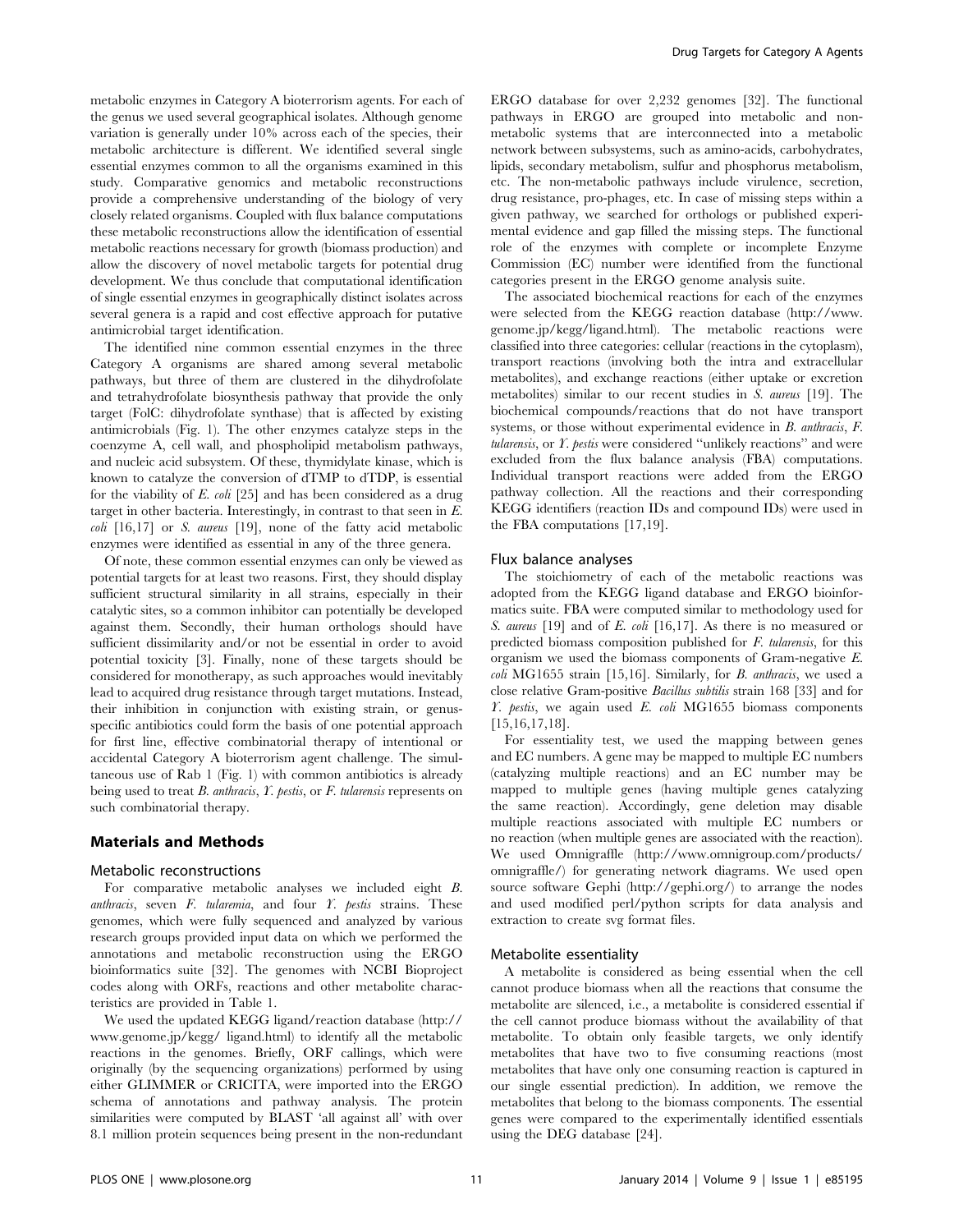metabolic enzymes in Category A bioterrorism agents. For each of the genus we used several geographical isolates. Although genome variation is generally under 10% across each of the species, their metabolic architecture is different. We identified several single essential enzymes common to all the organisms examined in this study. Comparative genomics and metabolic reconstructions provide a comprehensive understanding of the biology of very closely related organisms. Coupled with flux balance computations these metabolic reconstructions allow the identification of essential metabolic reactions necessary for growth (biomass production) and allow the discovery of novel metabolic targets for potential drug development. We thus conclude that computational identification of single essential enzymes in geographically distinct isolates across several genera is a rapid and cost effective approach for putative antimicrobial target identification.

The identified nine common essential enzymes in the three Category A organisms are shared among several metabolic pathways, but three of them are clustered in the dihydrofolate and tetrahydrofolate biosynthesis pathway that provide the only target (FolC: dihydrofolate synthase) that is affected by existing antimicrobials (Fig. 1). The other enzymes catalyze steps in the coenzyme A, cell wall, and phospholipid metabolism pathways, and nucleic acid subsystem. Of these, thymidylate kinase, which is known to catalyze the conversion of dTMP to dTDP, is essential for the viability of *E. coli* [25] and has been considered as a drug target in other bacteria. Interestingly, in contrast to that seen in *E. coli* [16,17] or *S. aureus* [19], none of the fatty acid metabolic enzymes were identified as essential in any of the three genera.

Of note, these common essential enzymes can only be viewed as potential targets for at least two reasons. First, they should display sufficient structural similarity in all strains, especially in their catalytic sites, so a common inhibitor can potentially be developed against them. Secondly, their human orthologs should have sufficient dissimilarity and/or not be essential in order to avoid potential toxicity [3]. Finally, none of these targets should be considered for monotherapy, as such approaches would inevitably lead to acquired drug resistance through target mutations. Instead, their inhibition in conjunction with existing strain, or genus-specific antibiotics could form the basis of one potential approach for first line, effective combinatorial therapy of intentional or accidental Category A bioterrorism agent challenge. The simultaneous use of Rab 1 (Fig. 1) with common antibiotics is already being used to treat *B. anthracis*, *Y. pestis*, or *F. tularensis* represents on such combinatorial therapy.

## Materials and Methods

### Metabolic reconstructions

For comparative metabolic analyses we included eight *B. anthracis*, seven *F. tularemia*, and four *Y. pestis* strains. These genomes, which were fully sequenced and analyzed by various research groups provided input data on which we performed the annotations and metabolic reconstruction using the ERGO bioinformatics suite [32]. The genomes with NCBI Bioproject codes along with ORFs, reactions and other metabolite characteristics are provided in Table 1.

We used the updated KEGG ligand/reaction database (http://www.genome.jp/kegg/ ligand.html) to identify all the metabolic reactions in the genomes. Briefly, ORF callings, which were originally (by the sequencing organizations) performed by using either GLIMMER or CRICITA, were imported into the ERGO schema of annotations and pathway analysis. The protein similarities were computed by BLAST 'all against all' with over 8.1 million protein sequences being present in the non-redundant ERGO database for over 2,232 genomes [32]. The functional pathways in ERGO are grouped into metabolic and non-metabolic systems that are interconnected into a metabolic network between subsystems, such as amino-acids, carbohydrates, lipids, secondary metabolism, sulfur and phosphorus metabolism, etc. The non-metabolic pathways include virulence, secretion, drug resistance, pro-phages, etc. In case of missing steps within a given pathway, we searched for orthologs or published experimental evidence and gap filled the missing steps. The functional role of the enzymes with complete or incomplete Enzyme Commission (EC) number were identified from the functional categories present in the ERGO genome analysis suite.

The associated biochemical reactions for each of the enzymes were selected from the KEGG reaction database (http://www.genome.jp/kegg/ligand.html). The metabolic reactions were classified into three categories: cellular (reactions in the cytoplasm), transport reactions (involving both the intra and extracellular metabolites), and exchange reactions (either uptake or excretion metabolites) similar to our recent studies in *S. aureus* [19]. The biochemical compounds/reactions that do not have transport systems, or those without experimental evidence in *B. anthracis*, *F. tularensis*, or *Y. pestis* were considered "unlikely reactions" and were excluded from the flux balance analysis (FBA) computations. Individual transport reactions were added from the ERGO pathway collection. All the reactions and their corresponding KEGG identifiers (reaction IDs and compound IDs) were used in the FBA computations [17,19].

### Flux balance analyses

The stoichiometry of each of the metabolic reactions was adopted from the KEGG ligand database and ERGO bioinformatics suite. FBA were computed similar to methodology used for *S. aureus* [19] and of *E. coli* [16,17]. As there is no measured or predicted biomass composition published for *F. tularensis*, for this organism we used the biomass components of Gram-negative *E. coli* MG1655 strain [15,16]. Similarly, for *B. anthracis*, we used a close relative Gram-positive *Bacillus subtilis* strain 168 [33] and for *Y. pestis*, we again used *E. coli* MG1655 biomass components [15,16,17,18].

For essentiality test, we used the mapping between genes and EC numbers. A gene may be mapped to multiple EC numbers (catalyzing multiple reactions) and an EC number may be mapped to multiple genes (having multiple genes catalyzing the same reaction). Accordingly, gene deletion may disable multiple reactions associated with multiple EC numbers or no reaction (when multiple genes are associated with the reaction). We used Omnigraffle (http://www.omnigroup.com/products/omnigraffle/) for generating network diagrams. We used open source software Gephi (http://gephi.org/) to arrange the nodes and used modified perl/python scripts for data analysis and extraction to create svg format files.

### Metabolite essentiality

A metabolite is considered as being essential when the cell cannot produce biomass when all the reactions that consume the metabolite are silenced, i.e., a metabolite is considered essential if the cell cannot produce biomass without the availability of that metabolite. To obtain only feasible targets, we only identify metabolites that have two to five consuming reactions (most metabolites that have only one consuming reaction is captured in our single essential prediction). In addition, we remove the metabolites that belong to the biomass components. The essential genes were compared to the experimentally identified essentials using the DEG database [24].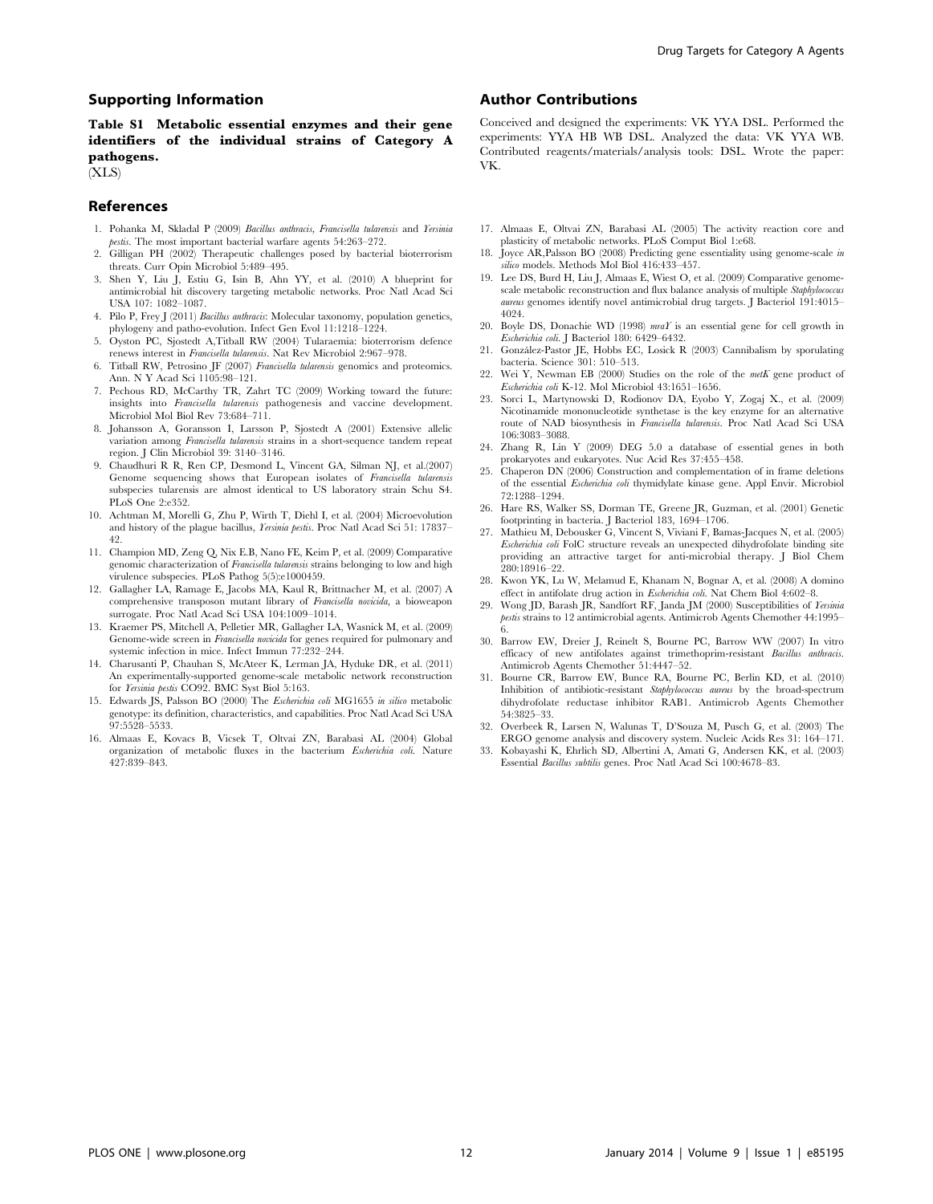## Supporting Information

**Table S1 Metabolic essential enzymes and their gene identifiers of the individual strains of Category A pathogens.**
(XLS)

## Author Contributions

Conceived and designed the experiments: VK YYA DSL. Performed the experiments: YYA HB WB DSL. Analyzed the data: VK YYA WB. Contributed reagents/materials/analysis tools: DSL. Wrote the paper: VK.

## References

1. Pohanka M, Skladal P (2009) *Bacillus anthracis*, *Francisella tularensis* and *Yersinia pestis*. The most important bacterial warfare agents 54:263–272.
2. Gilligan PH (2002) Therapeutic challenges posed by bacterial bioterrorism threats. Curr Opin Microbiol 5:489–495.
3. Shen Y, Liu J, Estiu G, Isin B, Ahn YY, et al. (2010) A blueprint for antimicrobial hit discovery targeting metabolic networks. Proc Natl Acad Sci USA 107: 1082–1087.
4. Pilo P, Frey J (2011) *Bacillus anthracis*: Molecular taxonomy, population genetics, phylogeny and patho-evolution. Infect Gen Evol 11:1218–1224.
5. Oyston PC, Sjostedt A,Titball RW (2004) Tularaemia: bioterrorism defence renews interest in *Francisella tularensis*. Nat Rev Microbiol 2:967–978.
6. Titball RW, Petrosino JF (2007) *Francisella tularensis* genomics and proteomics. Ann. N Y Acad Sci 1105:98–121.
7. Pechous RD, McCarthy TR, Zahrt TC (2009) Working toward the future: insights into *Francisella tularensis* pathogenesis and vaccine development. Microbiol Mol Biol Rev 73:684–711.
8. Johansson A, Goransson I, Larsson P, Sjostedt A (2001) Extensive allelic variation among *Francisella tularensis* strains in a short-sequence tandem repeat region. J Clin Microbiol 39: 3140–3146.
9. Chaudhuri R R, Ren CP, Desmond L, Vincent GA, Silman NJ, et al.(2007) Genome sequencing shows that European isolates of *Francisella tularensis* subspecies tularensis are almost identical to US laboratory strain Schu S4. PLoS One 2:e352.
10. Achtman M, Morelli G, Zhu P, Wirth T, Diehl I, et al. (2004) Microevolution and history of the plague bacillus, *Yersinia pestis*. Proc Natl Acad Sci 51: 17837–42.
11. Champion MD, Zeng Q, Nix E.B, Nano FE, Keim P, et al. (2009) Comparative genomic characterization of *Francisella tularensis* strains belonging to low and high virulence subspecies. PLoS Pathog 5(5):e1000459.
12. Gallagher LA, Ramage E, Jacobs MA, Kaul R, Brittnacher M, et al. (2007) A comprehensive transposon mutant library of *Francisella novicida*, a bioweapon surrogate. Proc Natl Acad Sci USA 104:1009–1014.
13. Kraemer PS, Mitchell A, Pelletier MR, Gallagher LA, Wasnick M, et al. (2009) Genome-wide screen in *Francisella novicida* for genes required for pulmonary and systemic infection in mice. Infect Immun 77:232–244.
14. Charusanti P, Chauhan S, McAteer K, Lerman JA, Hyduke DR, et al. (2011) An experimentally-supported genome-scale metabolic network reconstruction for *Yersinia pestis* CO92. BMC Syst Biol 5:163.
15. Edwards JS, Palsson BO (2000) The *Escherichia coli* MG1655 *in silico* metabolic genotype: its definition, characteristics, and capabilities. Proc Natl Acad Sci USA 97:5528–5533.
16. Almaas E, Kovacs B, Vicsek T, Oltvai ZN, Barabasi AL (2004) Global organization of metabolic fluxes in the bacterium *Escherichia coli*. Nature 427:839–843.
17. Almaas E, Oltvai ZN, Barabasi AL (2005) The activity reaction core and plasticity of metabolic networks. PLoS Comput Biol 1:e68.
18. Joyce AR,Palsson BO (2008) Predicting gene essentiality using genome-scale *in silico* models. Methods Mol Biol 416:433–457.
19. Lee DS, Burd H, Liu J, Almaas E, Wiest O, et al. (2009) Comparative genome-scale metabolic reconstruction and flux balance analysis of multiple *Staphylococcus aureus* genomes identify novel antimicrobial drug targets. J Bacteriol 191:4015–4024.
20. Boyle DS, Donachie WD (1998) *mraY* is an essential gene for cell growth in *Escherichia coli*. J Bacteriol 180: 6429–6432.
21. González-Pastor JE, Hobbs EC, Losick R (2003) Cannibalism by sporulating bacteria. Science 301: 510–513.
22. Wei Y, Newman EB (2000) Studies on the role of the *metK* gene product of *Escherichia coli* K-12. Mol Microbiol 43:1651–1656.
23. Sorci L, Martynowski D, Rodionov DA, Eyobo Y, Zogaj X., et al. (2009) Nicotinamide mononucleotide synthetase is the key enzyme for an alternative route of NAD biosynthesis in *Francisella tularensis*. Proc Natl Acad Sci USA 106:3083–3088.
24. Zhang R, Lin Y (2009) DEG 5.0 a database of essential genes in both prokaryotes and eukaryotes. Nuc Acid Res 37:455–458.
25. Chaperon DN (2006) Construction and complementation of in frame deletions of the essential *Escherichia coli* thymidylate kinase gene. Appl Envir. Microbiol 72:1288–1294.
26. Hare RS, Walker SS, Dorman TE, Greene JR, Guzman, et al. (2001) Genetic footprinting in bacteria. J Bacteriol 183, 1694–1706.
27. Mathieu M, Debousker G, Vincent S, Viviani F, Bamas-Jacques N, et al. (2005) *Escherichia coli* FolC structure reveals an unexpected dihydrofolate binding site providing an attractive target for anti-microbial therapy. J Biol Chem 280:18916–22.
28. Kwon YK, Lu W, Melamud E, Khanam N, Bognar A, et al. (2008) A domino effect in antifolate drug action in *Escherichia coli*. Nat Chem Biol 4:602–8.
29. Wong JD, Barash JR, Sandfort RF, Janda JM (2000) Susceptibilities of *Yersinia pestis* strains to 12 antimicrobial agents. Antimicrob Agents Chemother 44:1995–6.
30. Barrow EW, Dreier J, Reinelt S, Bourne PC, Barrow WW (2007) In vitro efficacy of new antifolates against trimethoprim-resistant *Bacillus anthracis*. Antimicrob Agents Chemother 51:4447–52.
31. Bourne CR, Barrow EW, Bunce RA, Bourne PC, Berlin KD, et al. (2010) Inhibition of antibiotic-resistant *Staphylococcus aureus* by the broad-spectrum dihydrofolate reductase inhibitor RAB1. Antimicrob Agents Chemother 54:3825–33.
32. Overbeek R, Larsen N, Walunas T, D'Souza M, Pusch G, et al. (2003) The ERGO genome analysis and discovery system. Nucleic Acids Res 31: 164–171.
33. Kobayashi K, Ehrlich SD, Albertini A, Amati G, Andersen KK, et al. (2003) Essential *Bacillus subtilis* genes. Proc Natl Acad Sci 100:4678–83.